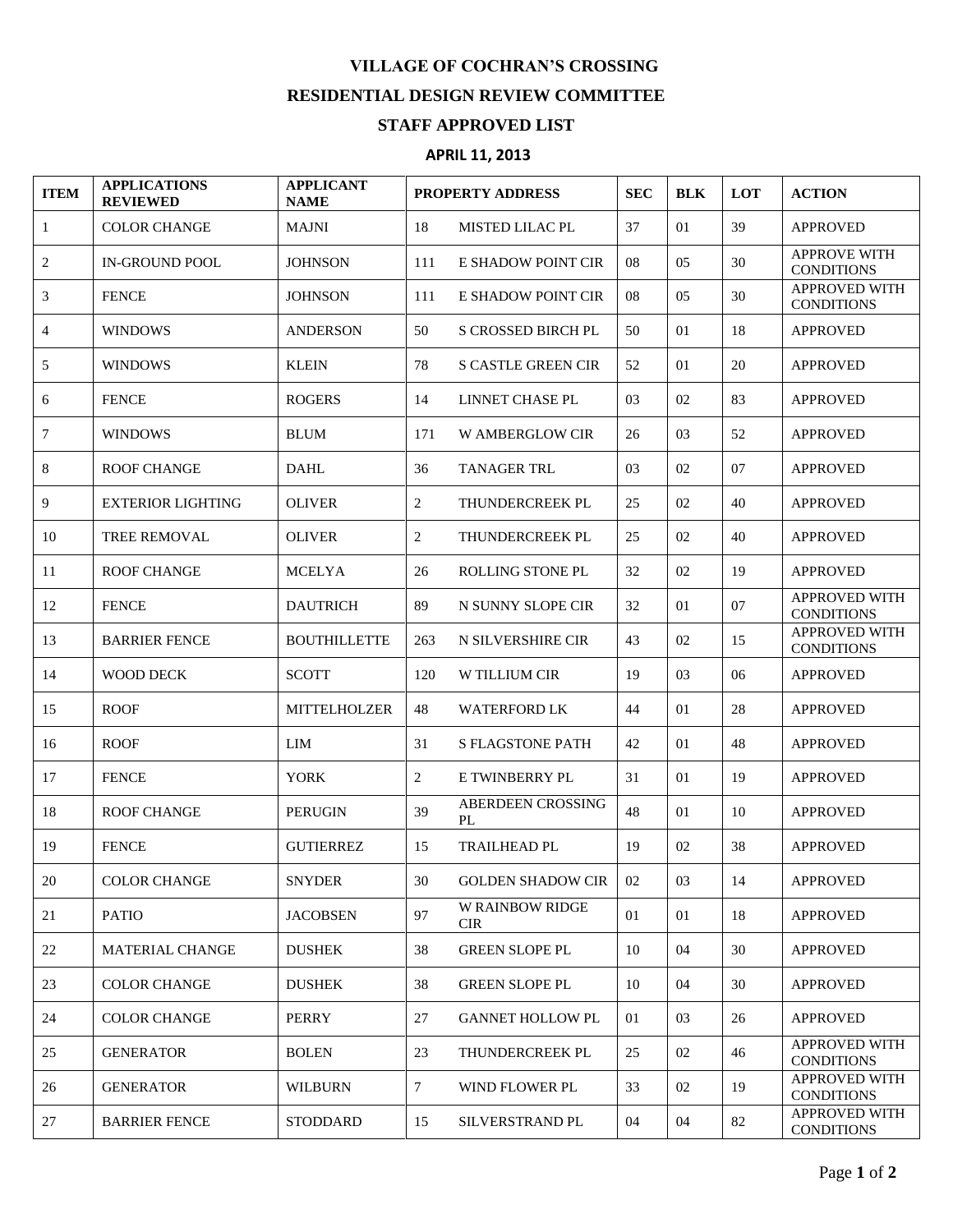# VILLAGE OF COCHRAN'S CROSSING

## RESIDENTIAL DESIGN REVIEW COMMITTEE

## STAFF APPROVED LIST

### APRIL 11, 2013

| ITEM | APPLICATIONS REVIEWED | APPLICANT NAME | PROPERTY ADDRESS | | SEC | BLK | LOT | ACTION |
|---|---|---|---|---|---|---|---|---|
| 1 | COLOR CHANGE | MAJNI | 18 | MISTED LILAC PL | 37 | 01 | 39 | APPROVED |
| 2 | IN-GROUND POOL | JOHNSON | 111 | E SHADOW POINT CIR | 08 | 05 | 30 | APPROVE WITH CONDITIONS |
| 3 | FENCE | JOHNSON | 111 | E SHADOW POINT CIR | 08 | 05 | 30 | APPROVED WITH CONDITIONS |
| 4 | WINDOWS | ANDERSON | 50 | S CROSSED BIRCH PL | 50 | 01 | 18 | APPROVED |
| 5 | WINDOWS | KLEIN | 78 | S CASTLE GREEN CIR | 52 | 01 | 20 | APPROVED |
| 6 | FENCE | ROGERS | 14 | LINNET CHASE PL | 03 | 02 | 83 | APPROVED |
| 7 | WINDOWS | BLUM | 171 | W AMBERGLOW CIR | 26 | 03 | 52 | APPROVED |
| 8 | ROOF CHANGE | DAHL | 36 | TANAGER TRL | 03 | 02 | 07 | APPROVED |
| 9 | EXTERIOR LIGHTING | OLIVER | 2 | THUNDERCREEK PL | 25 | 02 | 40 | APPROVED |
| 10 | TREE REMOVAL | OLIVER | 2 | THUNDERCREEK PL | 25 | 02 | 40 | APPROVED |
| 11 | ROOF CHANGE | MCELYA | 26 | ROLLING STONE PL | 32 | 02 | 19 | APPROVED |
| 12 | FENCE | DAUTRICH | 89 | N SUNNY SLOPE CIR | 32 | 01 | 07 | APPROVED WITH CONDITIONS |
| 13 | BARRIER FENCE | BOUTHILLETTE | 263 | N SILVERSHIRE CIR | 43 | 02 | 15 | APPROVED WITH CONDITIONS |
| 14 | WOOD DECK | SCOTT | 120 | W TILLIUM CIR | 19 | 03 | 06 | APPROVED |
| 15 | ROOF | MITTELHOLZER | 48 | WATERFORD LK | 44 | 01 | 28 | APPROVED |
| 16 | ROOF | LIM | 31 | S FLAGSTONE PATH | 42 | 01 | 48 | APPROVED |
| 17 | FENCE | YORK | 2 | E TWINBERRY PL | 31 | 01 | 19 | APPROVED |
| 18 | ROOF CHANGE | PERUGIN | 39 | ABERDEEN CROSSING PL | 48 | 01 | 10 | APPROVED |
| 19 | FENCE | GUTIERREZ | 15 | TRAILHEAD PL | 19 | 02 | 38 | APPROVED |
| 20 | COLOR CHANGE | SNYDER | 30 | GOLDEN SHADOW CIR | 02 | 03 | 14 | APPROVED |
| 21 | PATIO | JACOBSEN | 97 | W RAINBOW RIDGE CIR | 01 | 01 | 18 | APPROVED |
| 22 | MATERIAL CHANGE | DUSHEK | 38 | GREEN SLOPE PL | 10 | 04 | 30 | APPROVED |
| 23 | COLOR CHANGE | DUSHEK | 38 | GREEN SLOPE PL | 10 | 04 | 30 | APPROVED |
| 24 | COLOR CHANGE | PERRY | 27 | GANNET HOLLOW PL | 01 | 03 | 26 | APPROVED |
| 25 | GENERATOR | BOLEN | 23 | THUNDERCREEK PL | 25 | 02 | 46 | APPROVED WITH CONDITIONS |
| 26 | GENERATOR | WILBURN | 7 | WIND FLOWER PL | 33 | 02 | 19 | APPROVED WITH CONDITIONS |
| 27 | BARRIER FENCE | STODDARD | 15 | SILVERSTRAND PL | 04 | 04 | 82 | APPROVED WITH CONDITIONS |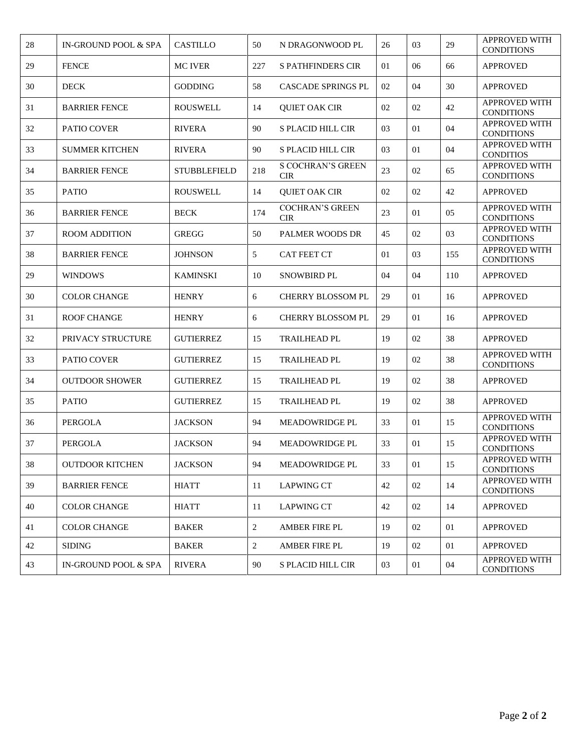| | | | | | | | | |
|---|---|---|---|---|---|---|---|---|
| 28 | IN-GROUND POOL & SPA | CASTILLO | 50 | N DRAGONWOOD PL | 26 | 03 | 29 | APPROVED WITH CONDITIONS |
| 29 | FENCE | MC IVER | 227 | S PATHFINDERS CIR | 01 | 06 | 66 | APPROVED |
| 30 | DECK | GODDING | 58 | CASCADE SPRINGS PL | 02 | 04 | 30 | APPROVED |
| 31 | BARRIER FENCE | ROUSWELL | 14 | QUIET OAK CIR | 02 | 02 | 42 | APPROVED WITH CONDITIONS |
| 32 | PATIO COVER | RIVERA | 90 | S PLACID HILL CIR | 03 | 01 | 04 | APPROVED WITH CONDITIONS |
| 33 | SUMMER KITCHEN | RIVERA | 90 | S PLACID HILL CIR | 03 | 01 | 04 | APPROVED WITH CONDITIOS |
| 34 | BARRIER FENCE | STUBBLEFIELD | 218 | S COCHRAN'S GREEN CIR | 23 | 02 | 65 | APPROVED WITH CONDITIONS |
| 35 | PATIO | ROUSWELL | 14 | QUIET OAK CIR | 02 | 02 | 42 | APPROVED |
| 36 | BARRIER FENCE | BECK | 174 | COCHRAN'S GREEN CIR | 23 | 01 | 05 | APPROVED WITH CONDITIONS |
| 37 | ROOM ADDITION | GREGG | 50 | PALMER WOODS DR | 45 | 02 | 03 | APPROVED WITH CONDITIONS |
| 38 | BARRIER FENCE | JOHNSON | 5 | CAT FEET CT | 01 | 03 | 155 | APPROVED WITH CONDITIONS |
| 29 | WINDOWS | KAMINSKI | 10 | SNOWBIRD PL | 04 | 04 | 110 | APPROVED |
| 30 | COLOR CHANGE | HENRY | 6 | CHERRY BLOSSOM PL | 29 | 01 | 16 | APPROVED |
| 31 | ROOF CHANGE | HENRY | 6 | CHERRY BLOSSOM PL | 29 | 01 | 16 | APPROVED |
| 32 | PRIVACY STRUCTURE | GUTIERREZ | 15 | TRAILHEAD PL | 19 | 02 | 38 | APPROVED |
| 33 | PATIO COVER | GUTIERREZ | 15 | TRAILHEAD PL | 19 | 02 | 38 | APPROVED WITH CONDITIONS |
| 34 | OUTDOOR SHOWER | GUTIERREZ | 15 | TRAILHEAD PL | 19 | 02 | 38 | APPROVED |
| 35 | PATIO | GUTIERREZ | 15 | TRAILHEAD PL | 19 | 02 | 38 | APPROVED |
| 36 | PERGOLA | JACKSON | 94 | MEADOWRIDGE PL | 33 | 01 | 15 | APPROVED WITH CONDITIONS |
| 37 | PERGOLA | JACKSON | 94 | MEADOWRIDGE PL | 33 | 01 | 15 | APPROVED WITH CONDITIONS |
| 38 | OUTDOOR KITCHEN | JACKSON | 94 | MEADOWRIDGE PL | 33 | 01 | 15 | APPROVED WITH CONDITIONS |
| 39 | BARRIER FENCE | HIATT | 11 | LAPWING CT | 42 | 02 | 14 | APPROVED WITH CONDITIONS |
| 40 | COLOR CHANGE | HIATT | 11 | LAPWING CT | 42 | 02 | 14 | APPROVED |
| 41 | COLOR CHANGE | BAKER | 2 | AMBER FIRE PL | 19 | 02 | 01 | APPROVED |
| 42 | SIDING | BAKER | 2 | AMBER FIRE PL | 19 | 02 | 01 | APPROVED |
| 43 | IN-GROUND POOL & SPA | RIVERA | 90 | S PLACID HILL CIR | 03 | 01 | 04 | APPROVED WITH CONDITIONS |